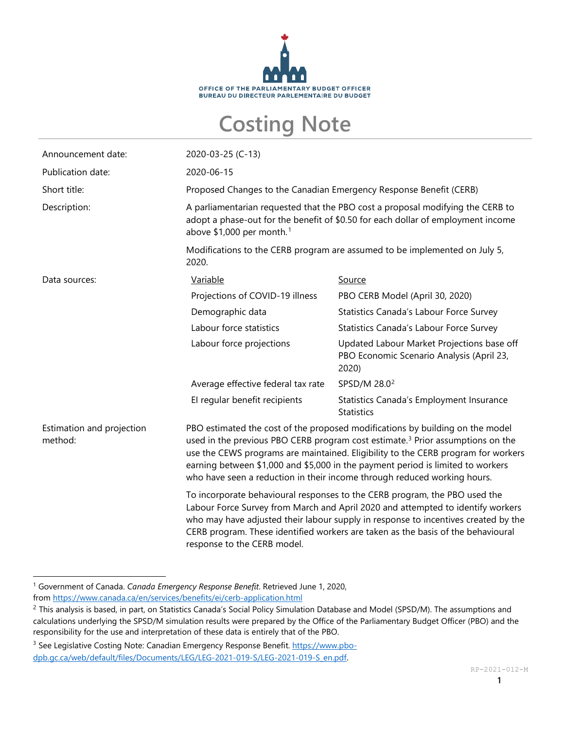OFFICE OF THE PARLIAMENTARY BUDGET OFFICER
BUREAU DU DIRECTEUR PARLEMENTAIRE DU BUDGET

# Costing Note

| | |
|---|---|
| Announcement date: | 2020-03-25 (C-13) |
| Publication date: | 2020-06-15 |
| Short title: | Proposed Changes to the Canadian Emergency Response Benefit (CERB) |
| Description: | A parliamentarian requested that the PBO cost a proposal modifying the CERB to adopt a phase-out for the benefit of $0.50 for each dollar of employment income above $1,000 per month.[1]<br><br>Modifications to the CERB program are assumed to be implemented on July 5, 2020. |

Data sources:

| Variable | Source |
|---|---|
| Projections of COVID-19 illness | PBO CERB Model (April 30, 2020) |
| Demographic data | Statistics Canada's Labour Force Survey |
| Labour force statistics | Statistics Canada's Labour Force Survey |
| Labour force projections | Updated Labour Market Projections base off PBO Economic Scenario Analysis (April 23, 2020) |
| Average effective federal tax rate | SPSD/M 28.0[2] |
| EI regular benefit recipients | Statistics Canada's Employment Insurance Statistics |

Estimation and projection method:

PBO estimated the cost of the proposed modifications by building on the model used in the previous PBO CERB program cost estimate.[3] Prior assumptions on the use the CEWS programs are maintained. Eligibility to the CERB program for workers earning between $1,000 and $5,000 in the payment period is limited to workers who have seen a reduction in their income through reduced working hours.

To incorporate behavioural responses to the CERB program, the PBO used the Labour Force Survey from March and April 2020 and attempted to identify workers who may have adjusted their labour supply in response to incentives created by the CERB program. These identified workers are taken as the basis of the behavioural response to the CERB model.

---

[1] Government of Canada. *Canada Emergency Response Benefit*. Retrieved June 1, 2020, from https://www.canada.ca/en/services/benefits/ei/cerb-application.html

[2] This analysis is based, in part, on Statistics Canada's Social Policy Simulation Database and Model (SPSD/M). The assumptions and calculations underlying the SPSD/M simulation results were prepared by the Office of the Parliamentary Budget Officer (PBO) and the responsibility for the use and interpretation of these data is entirely that of the PBO.

[3] See Legislative Costing Note: Canadian Emergency Response Benefit. https://www.pbo-dpb.gc.ca/web/default/files/Documents/LEG/LEG-2021-019-S/LEG-2021-019-S_en.pdf.

RP-2021-012-M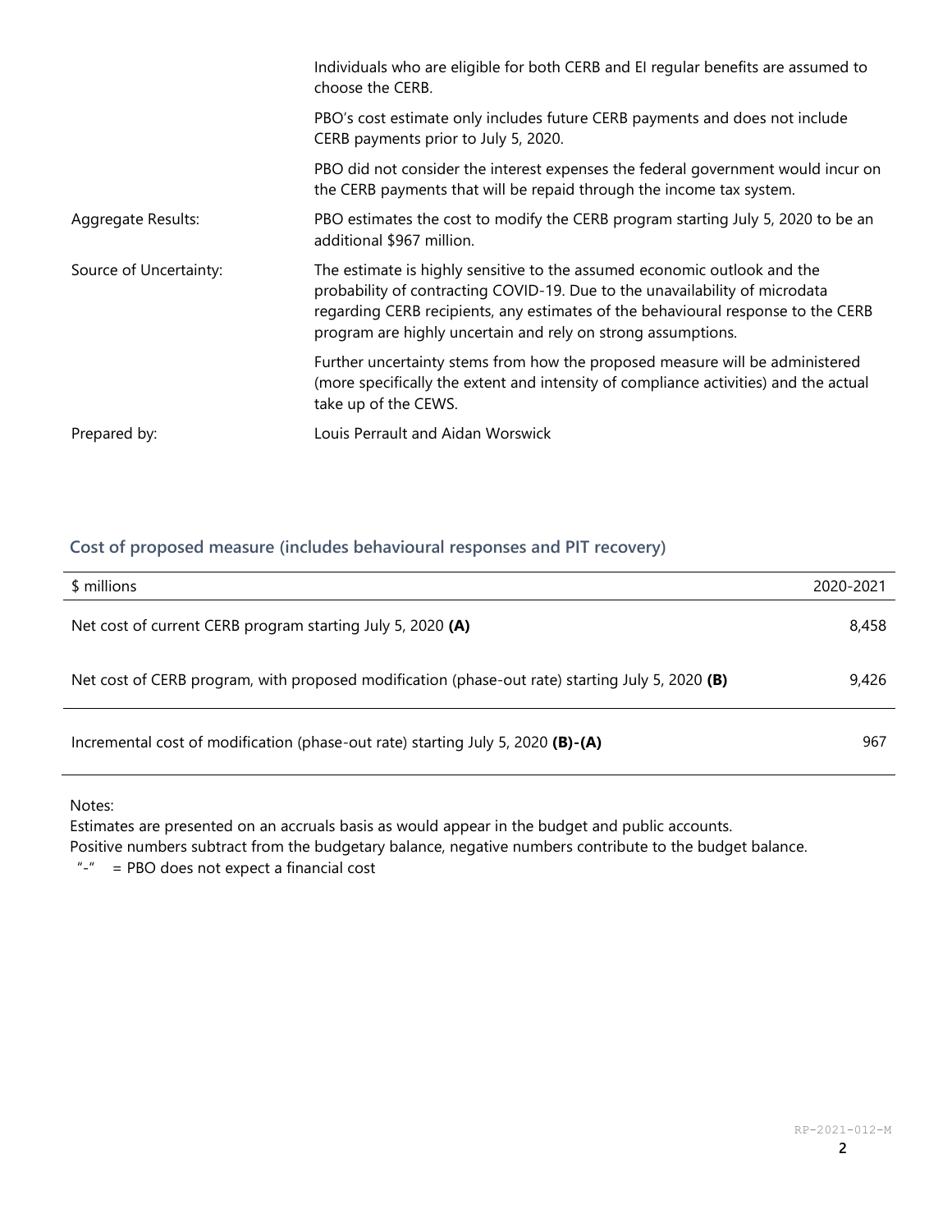| | |
|---|---|
| | Individuals who are eligible for both CERB and EI regular benefits are assumed to choose the CERB. |
| | PBO's cost estimate only includes future CERB payments and does not include CERB payments prior to July 5, 2020. |
| | PBO did not consider the interest expenses the federal government would incur on the CERB payments that will be repaid through the income tax system. |
| Aggregate Results: | PBO estimates the cost to modify the CERB program starting July 5, 2020 to be an additional $967 million. |
| Source of Uncertainty: | The estimate is highly sensitive to the assumed economic outlook and the probability of contracting COVID-19. Due to the unavailability of microdata regarding CERB recipients, any estimates of the behavioural response to the CERB program are highly uncertain and rely on strong assumptions. |
| | Further uncertainty stems from how the proposed measure will be administered (more specifically the extent and intensity of compliance activities) and the actual take up of the CEWS. |
| Prepared by: | Louis Perrault and Aidan Worswick |

### Cost of proposed measure (includes behavioural responses and PIT recovery)

| $ millions | 2020-2021 |
|---|---|
| Net cost of current CERB program starting July 5, 2020 **(A)** | 8,458 |
| Net cost of CERB program, with proposed modification (phase-out rate) starting July 5, 2020 **(B)** | 9,426 |
| Incremental cost of modification (phase-out rate) starting July 5, 2020 **(B)-(A)** | 967 |

Notes:
Estimates are presented on an accruals basis as would appear in the budget and public accounts.
Positive numbers subtract from the budgetary balance, negative numbers contribute to the budget balance.
"-" = PBO does not expect a financial cost

RP-2021-012-M